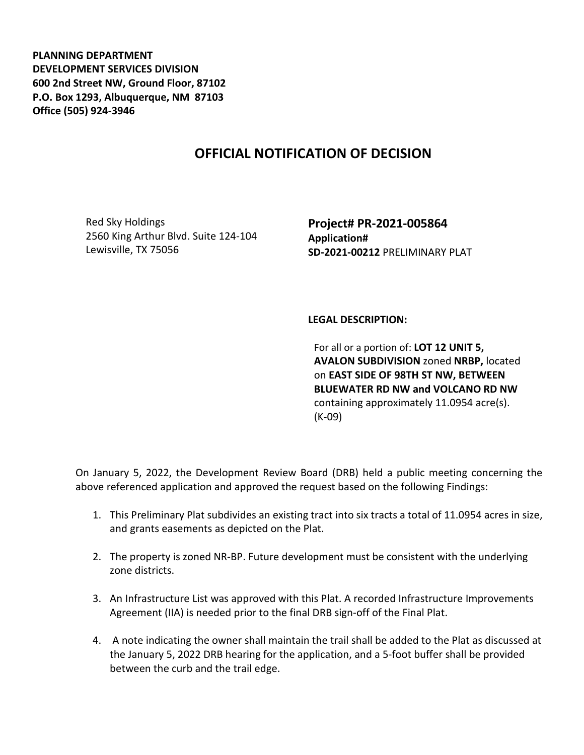**PLANNING DEPARTMENT**
**DEVELOPMENT SERVICES DIVISION**
**600 2nd Street NW, Ground Floor, 87102**
**P.O. Box 1293, Albuquerque, NM 87103**
**Office (505) 924-3946**

# OFFICIAL NOTIFICATION OF DECISION

Red Sky Holdings
2560 King Arthur Blvd. Suite 124-104
Lewisville, TX 75056

**Project# PR-2021-005864**
**Application#**
**SD-2021-00212** PRELIMINARY PLAT

**LEGAL DESCRIPTION:**

For all or a portion of: **LOT 12 UNIT 5, AVALON SUBDIVISION** zoned **NRBP,** located on **EAST SIDE OF 98TH ST NW, BETWEEN BLUEWATER RD NW and VOLCANO RD NW** containing approximately 11.0954 acre(s). (K-09)

On January 5, 2022, the Development Review Board (DRB) held a public meeting concerning the above referenced application and approved the request based on the following Findings:

1. This Preliminary Plat subdivides an existing tract into six tracts a total of 11.0954 acres in size, and grants easements as depicted on the Plat.
2. The property is zoned NR-BP. Future development must be consistent with the underlying zone districts.
3. An Infrastructure List was approved with this Plat. A recorded Infrastructure Improvements Agreement (IIA) is needed prior to the final DRB sign-off of the Final Plat.
4. A note indicating the owner shall maintain the trail shall be added to the Plat as discussed at the January 5, 2022 DRB hearing for the application, and a 5-foot buffer shall be provided between the curb and the trail edge.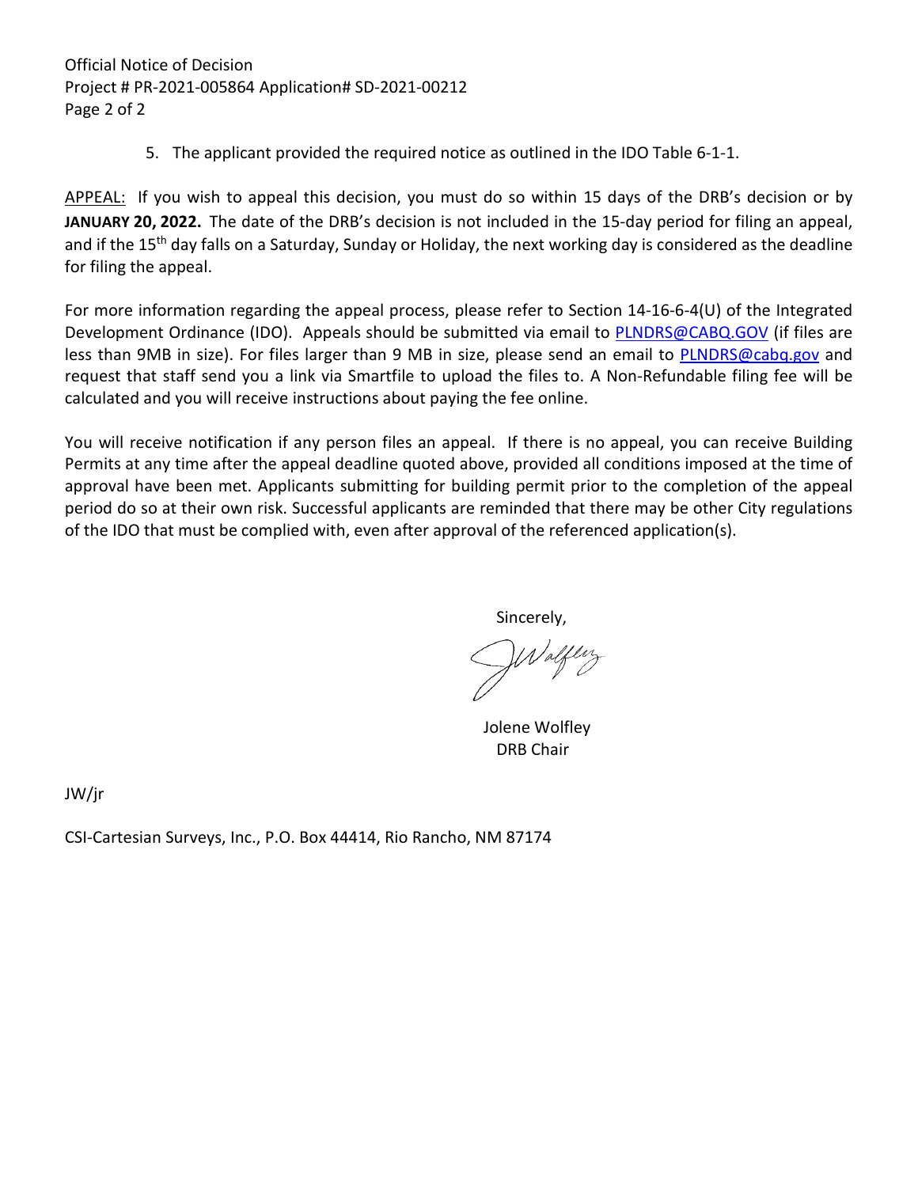5. The applicant provided the required notice as outlined in the IDO Table 6-1-1.

APPEAL: If you wish to appeal this decision, you must do so within 15 days of the DRB's decision or by **JANUARY 20, 2022.** The date of the DRB's decision is not included in the 15-day period for filing an appeal, and if the 15th day falls on a Saturday, Sunday or Holiday, the next working day is considered as the deadline for filing the appeal.

For more information regarding the appeal process, please refer to Section 14-16-6-4(U) of the Integrated Development Ordinance (IDO). Appeals should be submitted via email to PLNDRS@CABQ.GOV (if files are less than 9MB in size). For files larger than 9 MB in size, please send an email to PLNDRS@cabq.gov and request that staff send you a link via Smartfile to upload the files to. A Non-Refundable filing fee will be calculated and you will receive instructions about paying the fee online.

You will receive notification if any person files an appeal. If there is no appeal, you can receive Building Permits at any time after the appeal deadline quoted above, provided all conditions imposed at the time of approval have been met. Applicants submitting for building permit prior to the completion of the appeal period do so at their own risk. Successful applicants are reminded that there may be other City regulations of the IDO that must be complied with, even after approval of the referenced application(s).

Sincerely,

JWolfley

Jolene Wolfley
DRB Chair

JW/jr

CSI-Cartesian Surveys, Inc., P.O. Box 44414, Rio Rancho, NM 87174